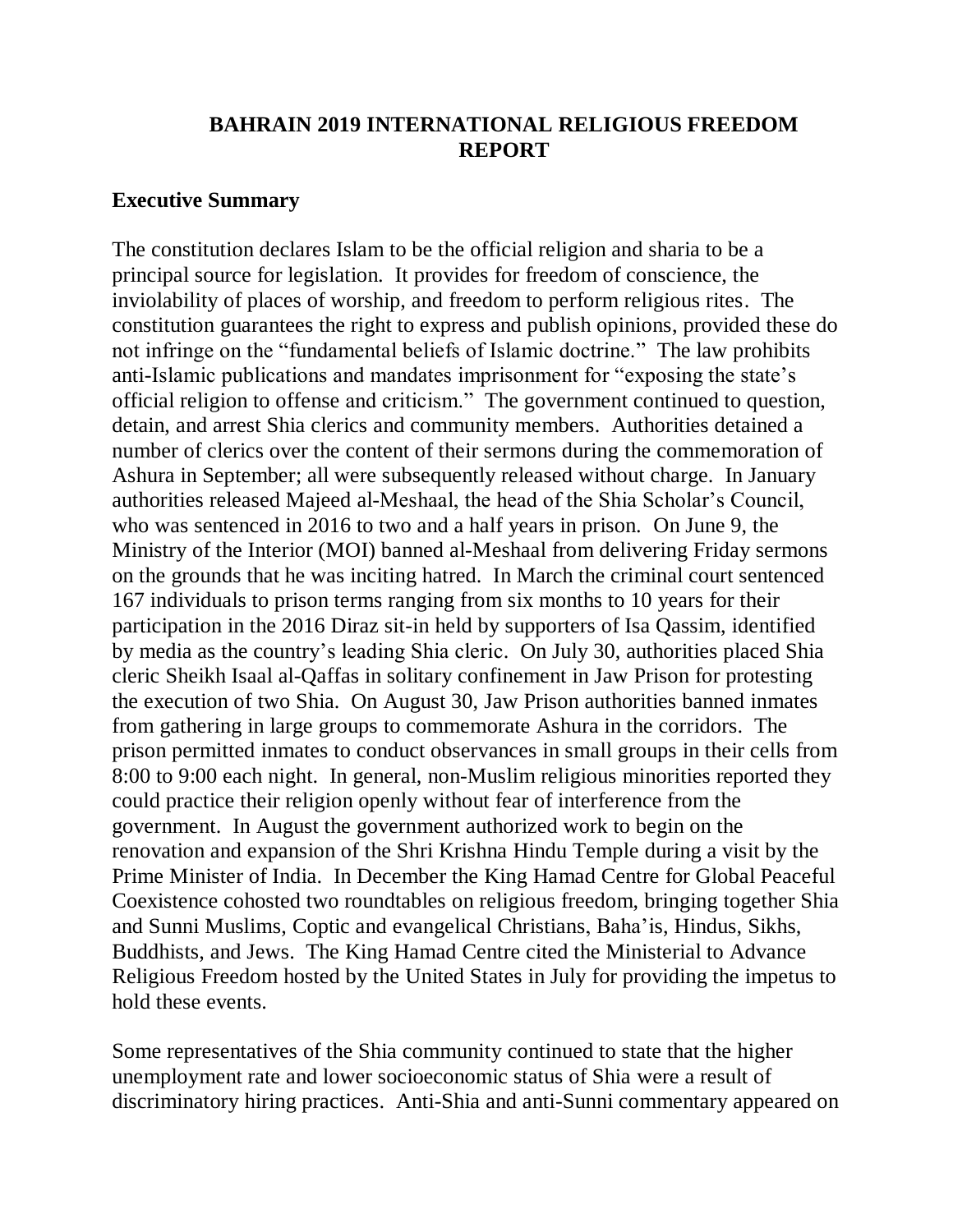# BAHRAIN 2019 INTERNATIONAL RELIGIOUS FREEDOM REPORT

## Executive Summary

The constitution declares Islam to be the official religion and sharia to be a principal source for legislation. It provides for freedom of conscience, the inviolability of places of worship, and freedom to perform religious rites. The constitution guarantees the right to express and publish opinions, provided these do not infringe on the "fundamental beliefs of Islamic doctrine." The law prohibits anti-Islamic publications and mandates imprisonment for "exposing the state's official religion to offense and criticism." The government continued to question, detain, and arrest Shia clerics and community members. Authorities detained a number of clerics over the content of their sermons during the commemoration of Ashura in September; all were subsequently released without charge. In January authorities released Majeed al-Meshaal, the head of the Shia Scholar's Council, who was sentenced in 2016 to two and a half years in prison. On June 9, the Ministry of the Interior (MOI) banned al-Meshaal from delivering Friday sermons on the grounds that he was inciting hatred. In March the criminal court sentenced 167 individuals to prison terms ranging from six months to 10 years for their participation in the 2016 Diraz sit-in held by supporters of Isa Qassim, identified by media as the country's leading Shia cleric. On July 30, authorities placed Shia cleric Sheikh Isaal al-Qaffas in solitary confinement in Jaw Prison for protesting the execution of two Shia. On August 30, Jaw Prison authorities banned inmates from gathering in large groups to commemorate Ashura in the corridors. The prison permitted inmates to conduct observances in small groups in their cells from 8:00 to 9:00 each night. In general, non-Muslim religious minorities reported they could practice their religion openly without fear of interference from the government. In August the government authorized work to begin on the renovation and expansion of the Shri Krishna Hindu Temple during a visit by the Prime Minister of India. In December the King Hamad Centre for Global Peaceful Coexistence cohosted two roundtables on religious freedom, bringing together Shia and Sunni Muslims, Coptic and evangelical Christians, Baha'is, Hindus, Sikhs, Buddhists, and Jews. The King Hamad Centre cited the Ministerial to Advance Religious Freedom hosted by the United States in July for providing the impetus to hold these events.

Some representatives of the Shia community continued to state that the higher unemployment rate and lower socioeconomic status of Shia were a result of discriminatory hiring practices. Anti-Shia and anti-Sunni commentary appeared on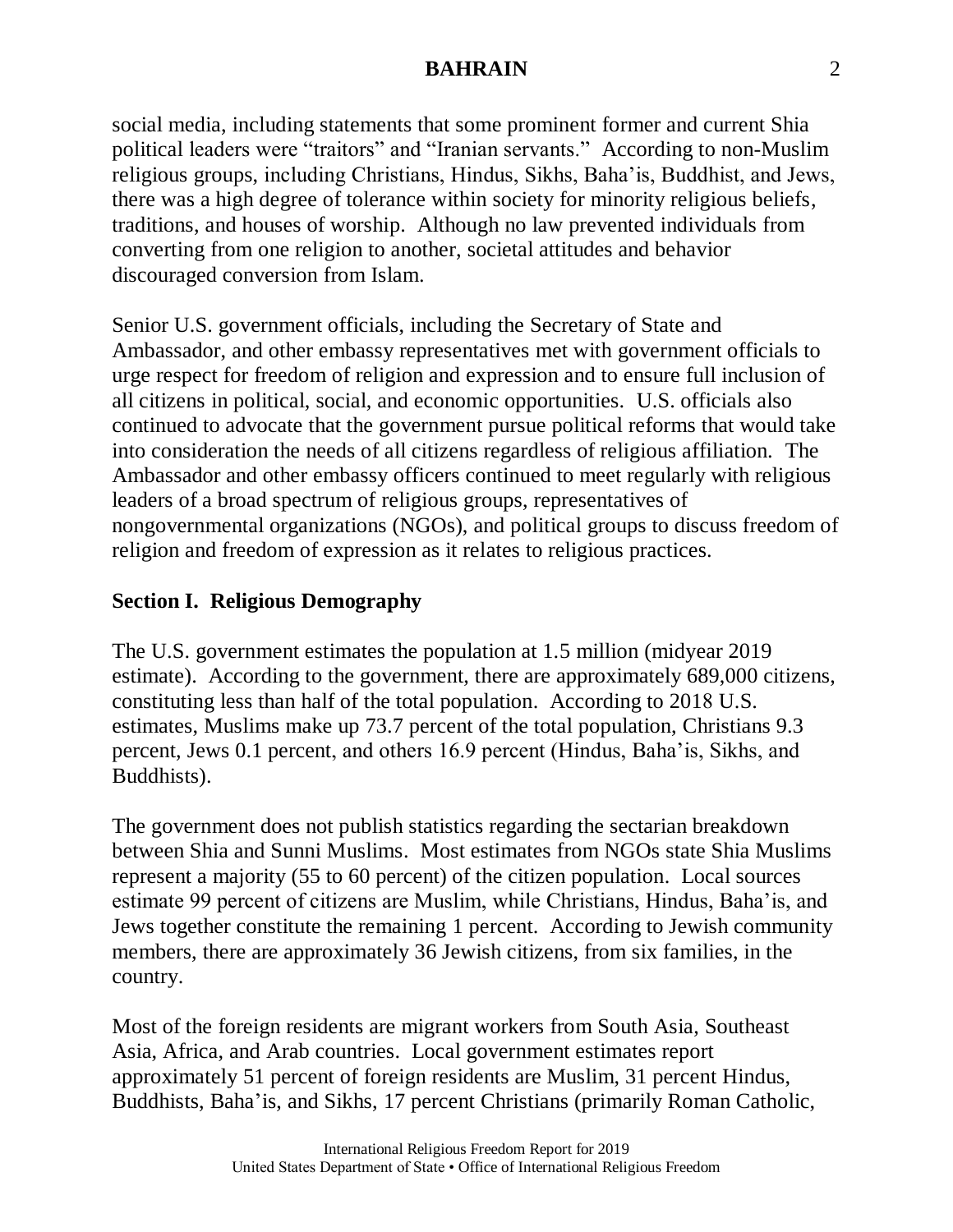social media, including statements that some prominent former and current Shia political leaders were "traitors" and "Iranian servants." According to non-Muslim religious groups, including Christians, Hindus, Sikhs, Baha'is, Buddhist, and Jews, there was a high degree of tolerance within society for minority religious beliefs, traditions, and houses of worship. Although no law prevented individuals from converting from one religion to another, societal attitudes and behavior discouraged conversion from Islam.

Senior U.S. government officials, including the Secretary of State and Ambassador, and other embassy representatives met with government officials to urge respect for freedom of religion and expression and to ensure full inclusion of all citizens in political, social, and economic opportunities. U.S. officials also continued to advocate that the government pursue political reforms that would take into consideration the needs of all citizens regardless of religious affiliation. The Ambassador and other embassy officers continued to meet regularly with religious leaders of a broad spectrum of religious groups, representatives of nongovernmental organizations (NGOs), and political groups to discuss freedom of religion and freedom of expression as it relates to religious practices.

## Section I. Religious Demography

The U.S. government estimates the population at 1.5 million (midyear 2019 estimate). According to the government, there are approximately 689,000 citizens, constituting less than half of the total population. According to 2018 U.S. estimates, Muslims make up 73.7 percent of the total population, Christians 9.3 percent, Jews 0.1 percent, and others 16.9 percent (Hindus, Baha'is, Sikhs, and Buddhists).

The government does not publish statistics regarding the sectarian breakdown between Shia and Sunni Muslims. Most estimates from NGOs state Shia Muslims represent a majority (55 to 60 percent) of the citizen population. Local sources estimate 99 percent of citizens are Muslim, while Christians, Hindus, Baha'is, and Jews together constitute the remaining 1 percent. According to Jewish community members, there are approximately 36 Jewish citizens, from six families, in the country.

Most of the foreign residents are migrant workers from South Asia, Southeast Asia, Africa, and Arab countries. Local government estimates report approximately 51 percent of foreign residents are Muslim, 31 percent Hindus, Buddhists, Baha'is, and Sikhs, 17 percent Christians (primarily Roman Catholic,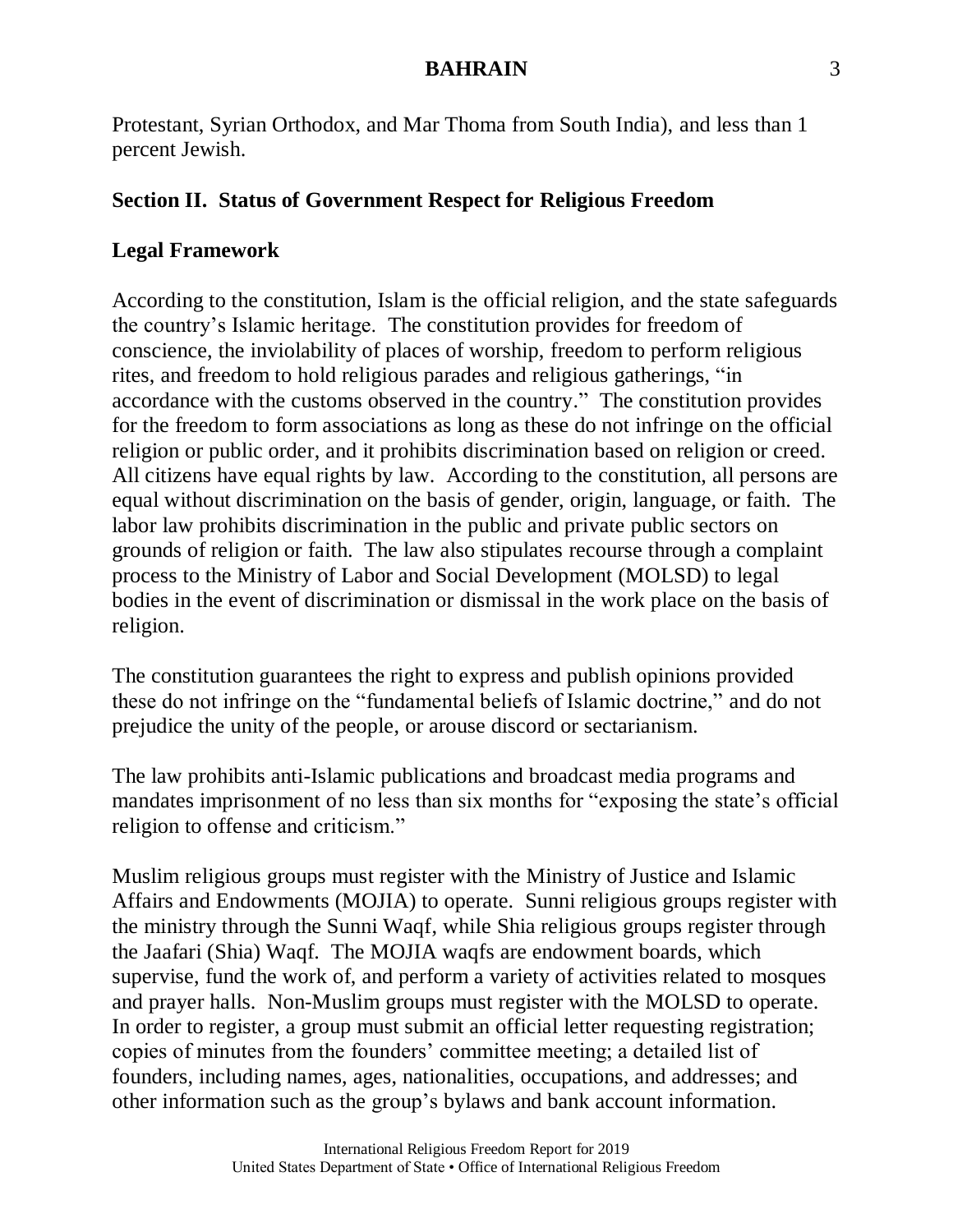Protestant, Syrian Orthodox, and Mar Thoma from South India), and less than 1 percent Jewish.

## Section II. Status of Government Respect for Religious Freedom

### Legal Framework

According to the constitution, Islam is the official religion, and the state safeguards the country's Islamic heritage. The constitution provides for freedom of conscience, the inviolability of places of worship, freedom to perform religious rites, and freedom to hold religious parades and religious gatherings, "in accordance with the customs observed in the country." The constitution provides for the freedom to form associations as long as these do not infringe on the official religion or public order, and it prohibits discrimination based on religion or creed. All citizens have equal rights by law. According to the constitution, all persons are equal without discrimination on the basis of gender, origin, language, or faith. The labor law prohibits discrimination in the public and private public sectors on grounds of religion or faith. The law also stipulates recourse through a complaint process to the Ministry of Labor and Social Development (MOLSD) to legal bodies in the event of discrimination or dismissal in the work place on the basis of religion.

The constitution guarantees the right to express and publish opinions provided these do not infringe on the "fundamental beliefs of Islamic doctrine," and do not prejudice the unity of the people, or arouse discord or sectarianism.

The law prohibits anti-Islamic publications and broadcast media programs and mandates imprisonment of no less than six months for "exposing the state's official religion to offense and criticism."

Muslim religious groups must register with the Ministry of Justice and Islamic Affairs and Endowments (MOJIA) to operate. Sunni religious groups register with the ministry through the Sunni Waqf, while Shia religious groups register through the Jaafari (Shia) Waqf. The MOJIA waqfs are endowment boards, which supervise, fund the work of, and perform a variety of activities related to mosques and prayer halls. Non-Muslim groups must register with the MOLSD to operate. In order to register, a group must submit an official letter requesting registration; copies of minutes from the founders' committee meeting; a detailed list of founders, including names, ages, nationalities, occupations, and addresses; and other information such as the group's bylaws and bank account information.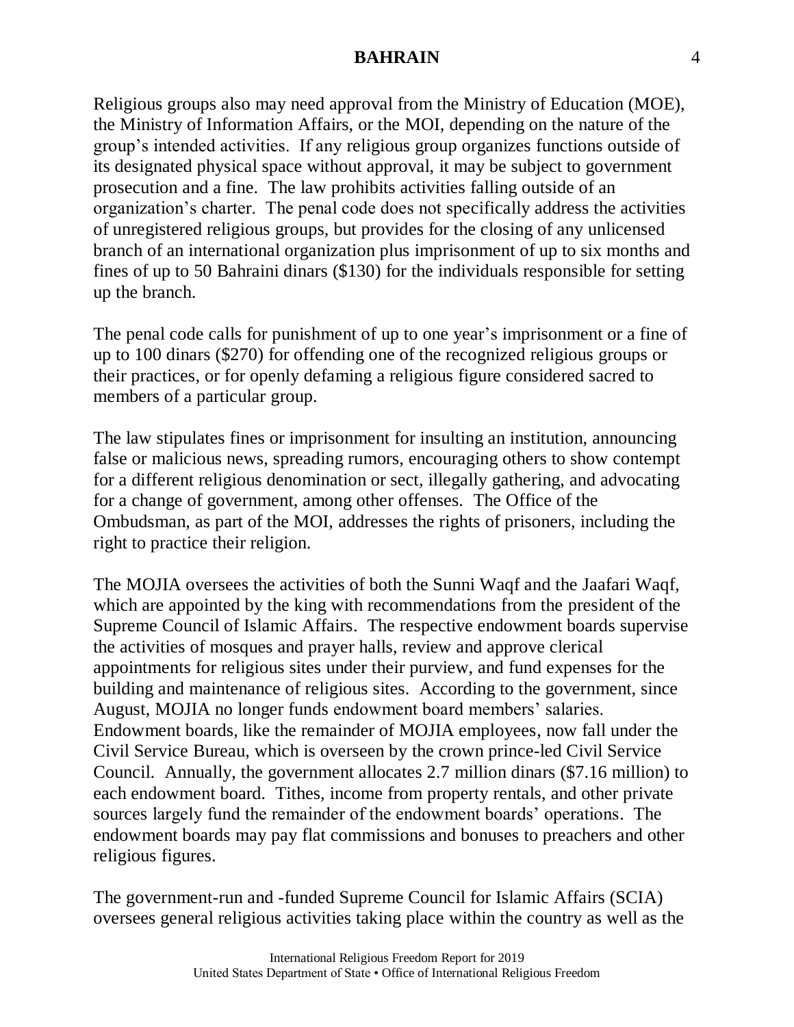Religious groups also may need approval from the Ministry of Education (MOE), the Ministry of Information Affairs, or the MOI, depending on the nature of the group's intended activities. If any religious group organizes functions outside of its designated physical space without approval, it may be subject to government prosecution and a fine. The law prohibits activities falling outside of an organization's charter. The penal code does not specifically address the activities of unregistered religious groups, but provides for the closing of any unlicensed branch of an international organization plus imprisonment of up to six months and fines of up to 50 Bahraini dinars ($130) for the individuals responsible for setting up the branch.

The penal code calls for punishment of up to one year's imprisonment or a fine of up to 100 dinars ($270) for offending one of the recognized religious groups or their practices, or for openly defaming a religious figure considered sacred to members of a particular group.

The law stipulates fines or imprisonment for insulting an institution, announcing false or malicious news, spreading rumors, encouraging others to show contempt for a different religious denomination or sect, illegally gathering, and advocating for a change of government, among other offenses. The Office of the Ombudsman, as part of the MOI, addresses the rights of prisoners, including the right to practice their religion.

The MOJIA oversees the activities of both the Sunni Waqf and the Jaafari Waqf, which are appointed by the king with recommendations from the president of the Supreme Council of Islamic Affairs. The respective endowment boards supervise the activities of mosques and prayer halls, review and approve clerical appointments for religious sites under their purview, and fund expenses for the building and maintenance of religious sites. According to the government, since August, MOJIA no longer funds endowment board members' salaries. Endowment boards, like the remainder of MOJIA employees, now fall under the Civil Service Bureau, which is overseen by the crown prince-led Civil Service Council. Annually, the government allocates 2.7 million dinars ($7.16 million) to each endowment board. Tithes, income from property rentals, and other private sources largely fund the remainder of the endowment boards' operations. The endowment boards may pay flat commissions and bonuses to preachers and other religious figures.

The government-run and -funded Supreme Council for Islamic Affairs (SCIA) oversees general religious activities taking place within the country as well as the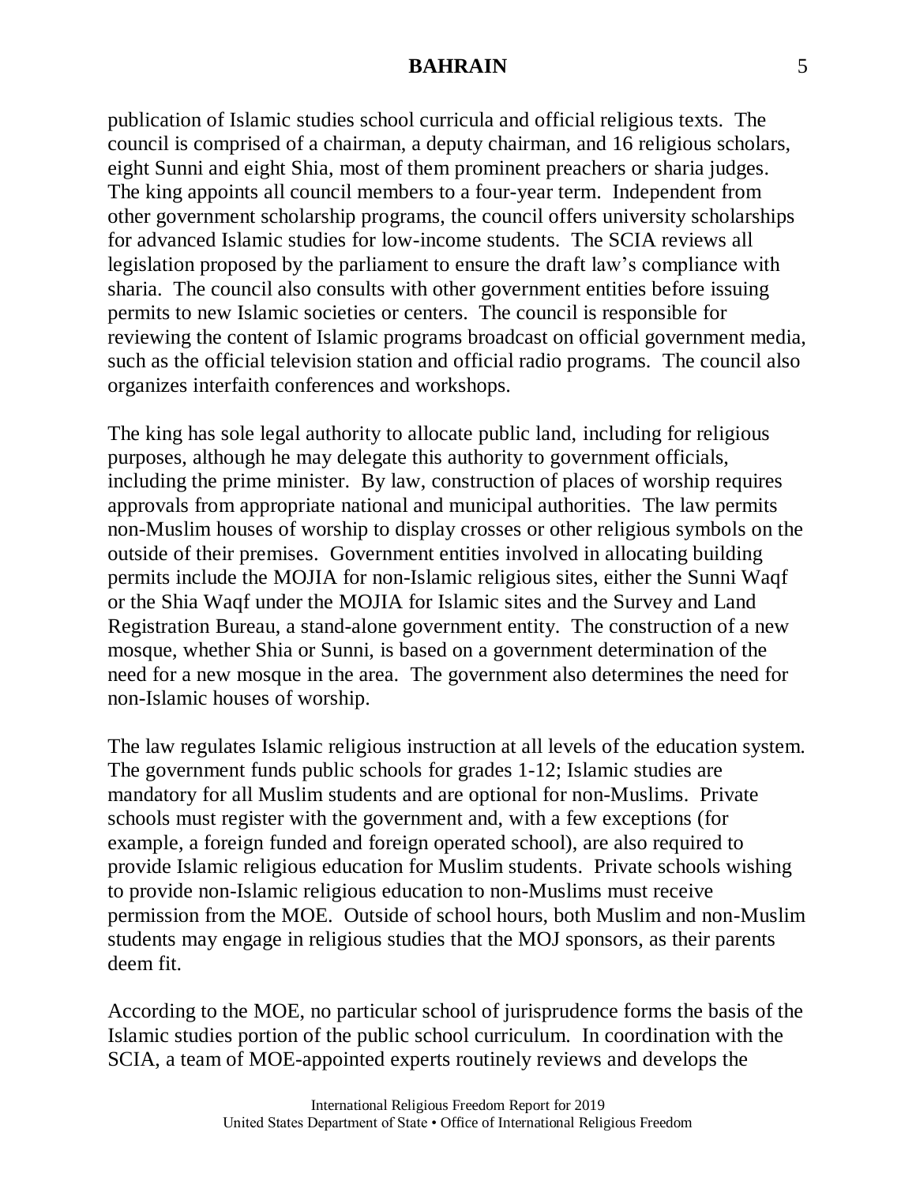publication of Islamic studies school curricula and official religious texts. The council is comprised of a chairman, a deputy chairman, and 16 religious scholars, eight Sunni and eight Shia, most of them prominent preachers or sharia judges. The king appoints all council members to a four-year term. Independent from other government scholarship programs, the council offers university scholarships for advanced Islamic studies for low-income students. The SCIA reviews all legislation proposed by the parliament to ensure the draft law's compliance with sharia. The council also consults with other government entities before issuing permits to new Islamic societies or centers. The council is responsible for reviewing the content of Islamic programs broadcast on official government media, such as the official television station and official radio programs. The council also organizes interfaith conferences and workshops.

The king has sole legal authority to allocate public land, including for religious purposes, although he may delegate this authority to government officials, including the prime minister. By law, construction of places of worship requires approvals from appropriate national and municipal authorities. The law permits non-Muslim houses of worship to display crosses or other religious symbols on the outside of their premises. Government entities involved in allocating building permits include the MOJIA for non-Islamic religious sites, either the Sunni Waqf or the Shia Waqf under the MOJIA for Islamic sites and the Survey and Land Registration Bureau, a stand-alone government entity. The construction of a new mosque, whether Shia or Sunni, is based on a government determination of the need for a new mosque in the area. The government also determines the need for non-Islamic houses of worship.

The law regulates Islamic religious instruction at all levels of the education system. The government funds public schools for grades 1-12; Islamic studies are mandatory for all Muslim students and are optional for non-Muslims. Private schools must register with the government and, with a few exceptions (for example, a foreign funded and foreign operated school), are also required to provide Islamic religious education for Muslim students. Private schools wishing to provide non-Islamic religious education to non-Muslims must receive permission from the MOE. Outside of school hours, both Muslim and non-Muslim students may engage in religious studies that the MOJ sponsors, as their parents deem fit.

According to the MOE, no particular school of jurisprudence forms the basis of the Islamic studies portion of the public school curriculum. In coordination with the SCIA, a team of MOE-appointed experts routinely reviews and develops the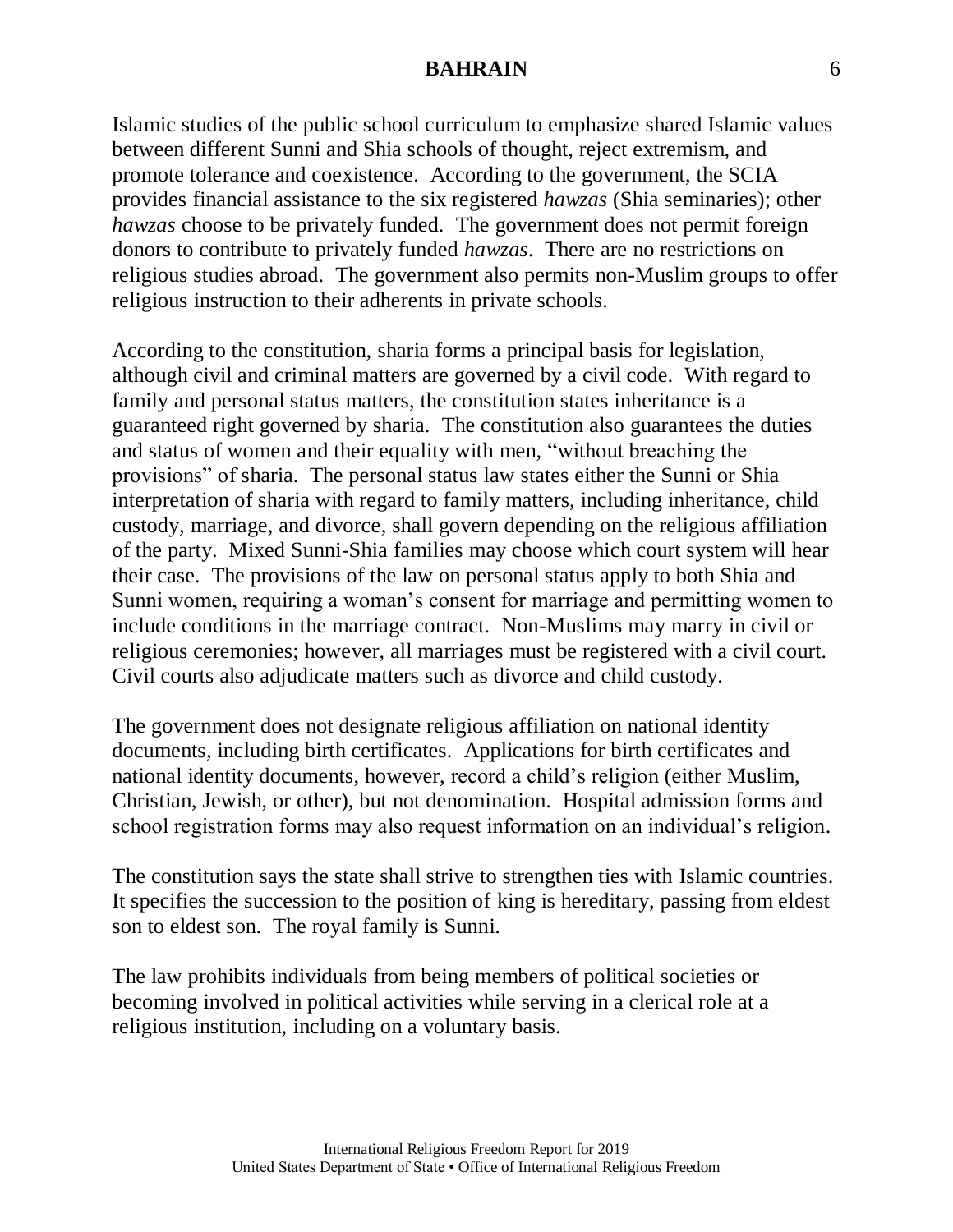Islamic studies of the public school curriculum to emphasize shared Islamic values between different Sunni and Shia schools of thought, reject extremism, and promote tolerance and coexistence. According to the government, the SCIA provides financial assistance to the six registered *hawzas* (Shia seminaries); other *hawzas* choose to be privately funded. The government does not permit foreign donors to contribute to privately funded *hawzas*. There are no restrictions on religious studies abroad. The government also permits non-Muslim groups to offer religious instruction to their adherents in private schools.

According to the constitution, sharia forms a principal basis for legislation, although civil and criminal matters are governed by a civil code. With regard to family and personal status matters, the constitution states inheritance is a guaranteed right governed by sharia. The constitution also guarantees the duties and status of women and their equality with men, "without breaching the provisions" of sharia. The personal status law states either the Sunni or Shia interpretation of sharia with regard to family matters, including inheritance, child custody, marriage, and divorce, shall govern depending on the religious affiliation of the party. Mixed Sunni-Shia families may choose which court system will hear their case. The provisions of the law on personal status apply to both Shia and Sunni women, requiring a woman's consent for marriage and permitting women to include conditions in the marriage contract. Non-Muslims may marry in civil or religious ceremonies; however, all marriages must be registered with a civil court. Civil courts also adjudicate matters such as divorce and child custody.

The government does not designate religious affiliation on national identity documents, including birth certificates. Applications for birth certificates and national identity documents, however, record a child's religion (either Muslim, Christian, Jewish, or other), but not denomination. Hospital admission forms and school registration forms may also request information on an individual's religion.

The constitution says the state shall strive to strengthen ties with Islamic countries. It specifies the succession to the position of king is hereditary, passing from eldest son to eldest son. The royal family is Sunni.

The law prohibits individuals from being members of political societies or becoming involved in political activities while serving in a clerical role at a religious institution, including on a voluntary basis.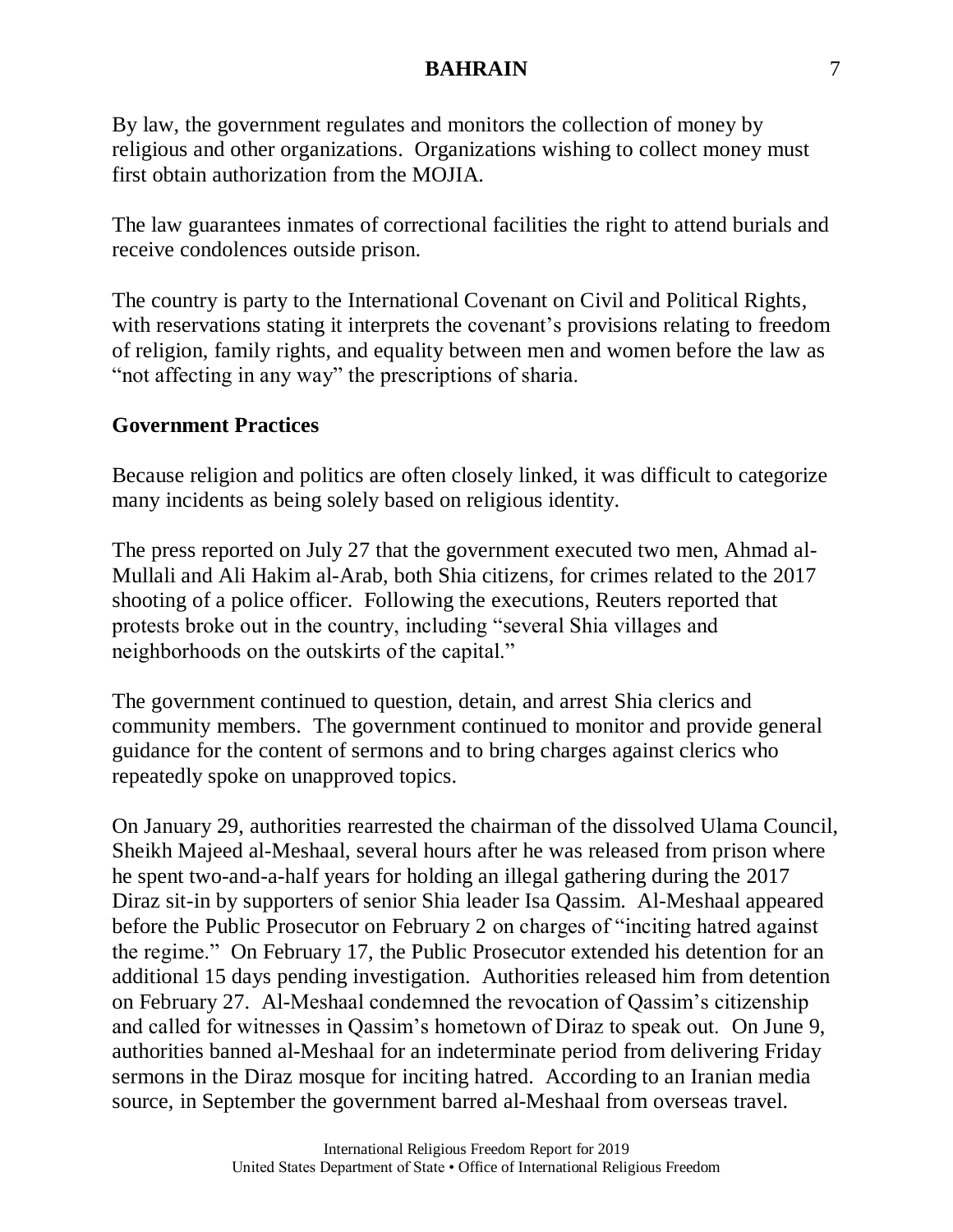By law, the government regulates and monitors the collection of money by religious and other organizations. Organizations wishing to collect money must first obtain authorization from the MOJIA.

The law guarantees inmates of correctional facilities the right to attend burials and receive condolences outside prison.

The country is party to the International Covenant on Civil and Political Rights, with reservations stating it interprets the covenant's provisions relating to freedom of religion, family rights, and equality between men and women before the law as "not affecting in any way" the prescriptions of sharia.

## Government Practices

Because religion and politics are often closely linked, it was difficult to categorize many incidents as being solely based on religious identity.

The press reported on July 27 that the government executed two men, Ahmad al-Mullali and Ali Hakim al-Arab, both Shia citizens, for crimes related to the 2017 shooting of a police officer. Following the executions, Reuters reported that protests broke out in the country, including "several Shia villages and neighborhoods on the outskirts of the capital."

The government continued to question, detain, and arrest Shia clerics and community members. The government continued to monitor and provide general guidance for the content of sermons and to bring charges against clerics who repeatedly spoke on unapproved topics.

On January 29, authorities rearrested the chairman of the dissolved Ulama Council, Sheikh Majeed al-Meshaal, several hours after he was released from prison where he spent two-and-a-half years for holding an illegal gathering during the 2017 Diraz sit-in by supporters of senior Shia leader Isa Qassim. Al-Meshaal appeared before the Public Prosecutor on February 2 on charges of "inciting hatred against the regime." On February 17, the Public Prosecutor extended his detention for an additional 15 days pending investigation. Authorities released him from detention on February 27. Al-Meshaal condemned the revocation of Qassim's citizenship and called for witnesses in Qassim's hometown of Diraz to speak out. On June 9, authorities banned al-Meshaal for an indeterminate period from delivering Friday sermons in the Diraz mosque for inciting hatred. According to an Iranian media source, in September the government barred al-Meshaal from overseas travel.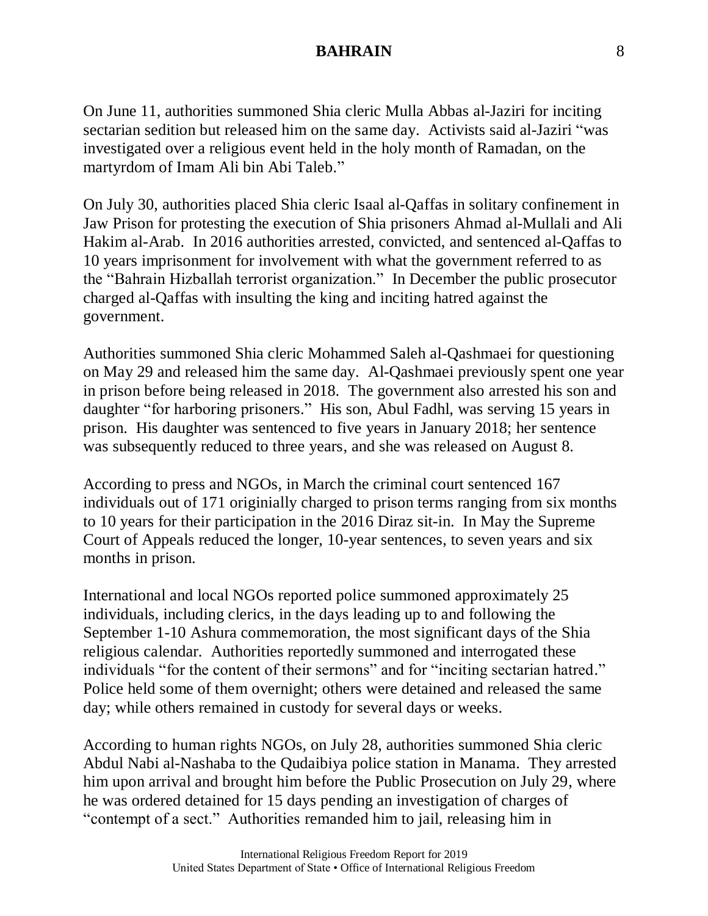On June 11, authorities summoned Shia cleric Mulla Abbas al-Jaziri for inciting sectarian sedition but released him on the same day. Activists said al-Jaziri "was investigated over a religious event held in the holy month of Ramadan, on the martyrdom of Imam Ali bin Abi Taleb."

On July 30, authorities placed Shia cleric Isaal al-Qaffas in solitary confinement in Jaw Prison for protesting the execution of Shia prisoners Ahmad al-Mullali and Ali Hakim al-Arab. In 2016 authorities arrested, convicted, and sentenced al-Qaffas to 10 years imprisonment for involvement with what the government referred to as the "Bahrain Hizballah terrorist organization." In December the public prosecutor charged al-Qaffas with insulting the king and inciting hatred against the government.

Authorities summoned Shia cleric Mohammed Saleh al-Qashmaei for questioning on May 29 and released him the same day. Al-Qashmaei previously spent one year in prison before being released in 2018. The government also arrested his son and daughter "for harboring prisoners." His son, Abul Fadhl, was serving 15 years in prison. His daughter was sentenced to five years in January 2018; her sentence was subsequently reduced to three years, and she was released on August 8.

According to press and NGOs, in March the criminal court sentenced 167 individuals out of 171 originially charged to prison terms ranging from six months to 10 years for their participation in the 2016 Diraz sit-in. In May the Supreme Court of Appeals reduced the longer, 10-year sentences, to seven years and six months in prison.

International and local NGOs reported police summoned approximately 25 individuals, including clerics, in the days leading up to and following the September 1-10 Ashura commemoration, the most significant days of the Shia religious calendar. Authorities reportedly summoned and interrogated these individuals "for the content of their sermons" and for "inciting sectarian hatred." Police held some of them overnight; others were detained and released the same day; while others remained in custody for several days or weeks.

According to human rights NGOs, on July 28, authorities summoned Shia cleric Abdul Nabi al-Nashaba to the Qudaibiya police station in Manama. They arrested him upon arrival and brought him before the Public Prosecution on July 29, where he was ordered detained for 15 days pending an investigation of charges of "contempt of a sect." Authorities remanded him to jail, releasing him in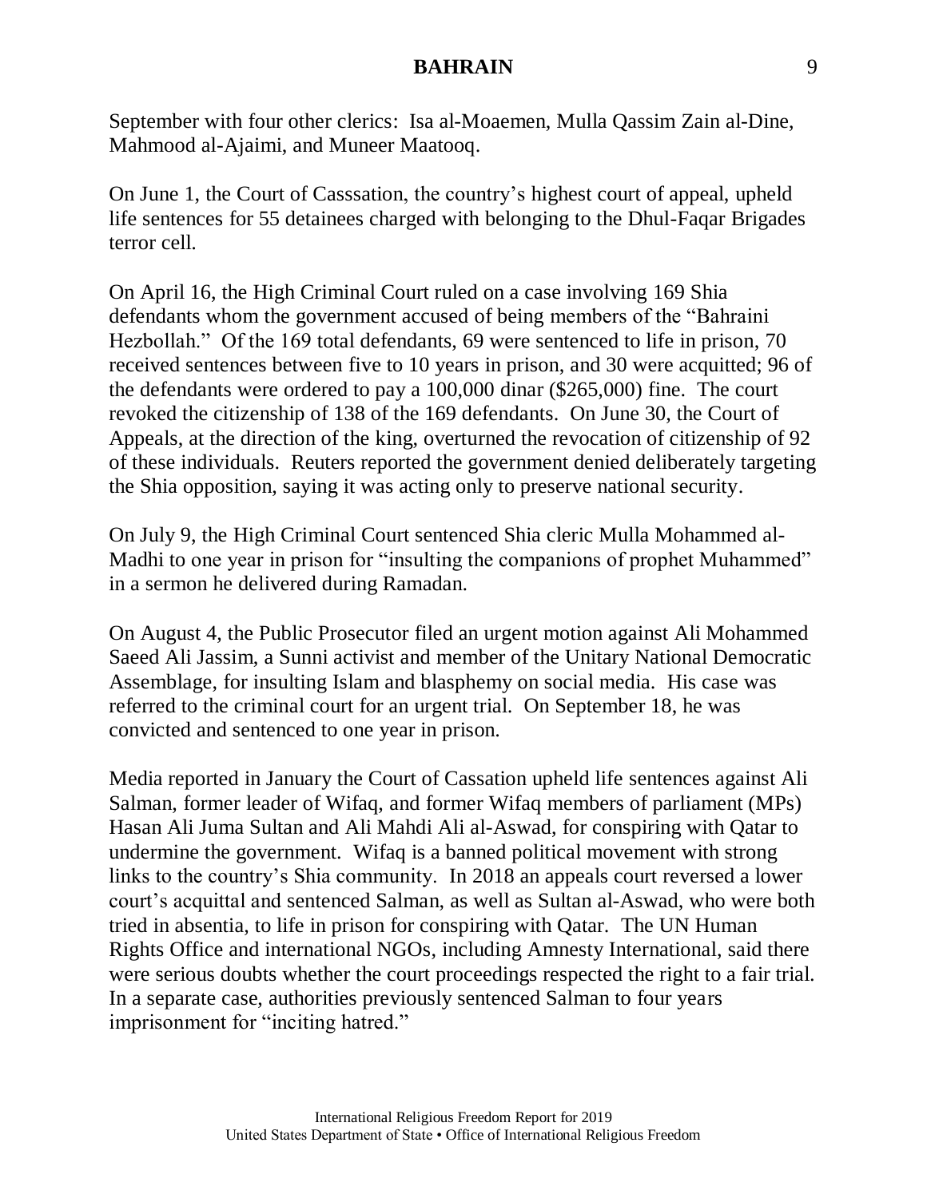September with four other clerics: Isa al-Moaemen, Mulla Qassim Zain al-Dine, Mahmood al-Ajaimi, and Muneer Maatooq.

On June 1, the Court of Casssation, the country's highest court of appeal, upheld life sentences for 55 detainees charged with belonging to the Dhul-Faqar Brigades terror cell.

On April 16, the High Criminal Court ruled on a case involving 169 Shia defendants whom the government accused of being members of the "Bahraini Hezbollah." Of the 169 total defendants, 69 were sentenced to life in prison, 70 received sentences between five to 10 years in prison, and 30 were acquitted; 96 of the defendants were ordered to pay a 100,000 dinar ($265,000) fine. The court revoked the citizenship of 138 of the 169 defendants. On June 30, the Court of Appeals, at the direction of the king, overturned the revocation of citizenship of 92 of these individuals. Reuters reported the government denied deliberately targeting the Shia opposition, saying it was acting only to preserve national security.

On July 9, the High Criminal Court sentenced Shia cleric Mulla Mohammed al-Madhi to one year in prison for "insulting the companions of prophet Muhammed" in a sermon he delivered during Ramadan.

On August 4, the Public Prosecutor filed an urgent motion against Ali Mohammed Saeed Ali Jassim, a Sunni activist and member of the Unitary National Democratic Assemblage, for insulting Islam and blasphemy on social media. His case was referred to the criminal court for an urgent trial. On September 18, he was convicted and sentenced to one year in prison.

Media reported in January the Court of Cassation upheld life sentences against Ali Salman, former leader of Wifaq, and former Wifaq members of parliament (MPs) Hasan Ali Juma Sultan and Ali Mahdi Ali al-Aswad, for conspiring with Qatar to undermine the government. Wifaq is a banned political movement with strong links to the country's Shia community. In 2018 an appeals court reversed a lower court's acquittal and sentenced Salman, as well as Sultan al-Aswad, who were both tried in absentia, to life in prison for conspiring with Qatar. The UN Human Rights Office and international NGOs, including Amnesty International, said there were serious doubts whether the court proceedings respected the right to a fair trial. In a separate case, authorities previously sentenced Salman to four years imprisonment for "inciting hatred."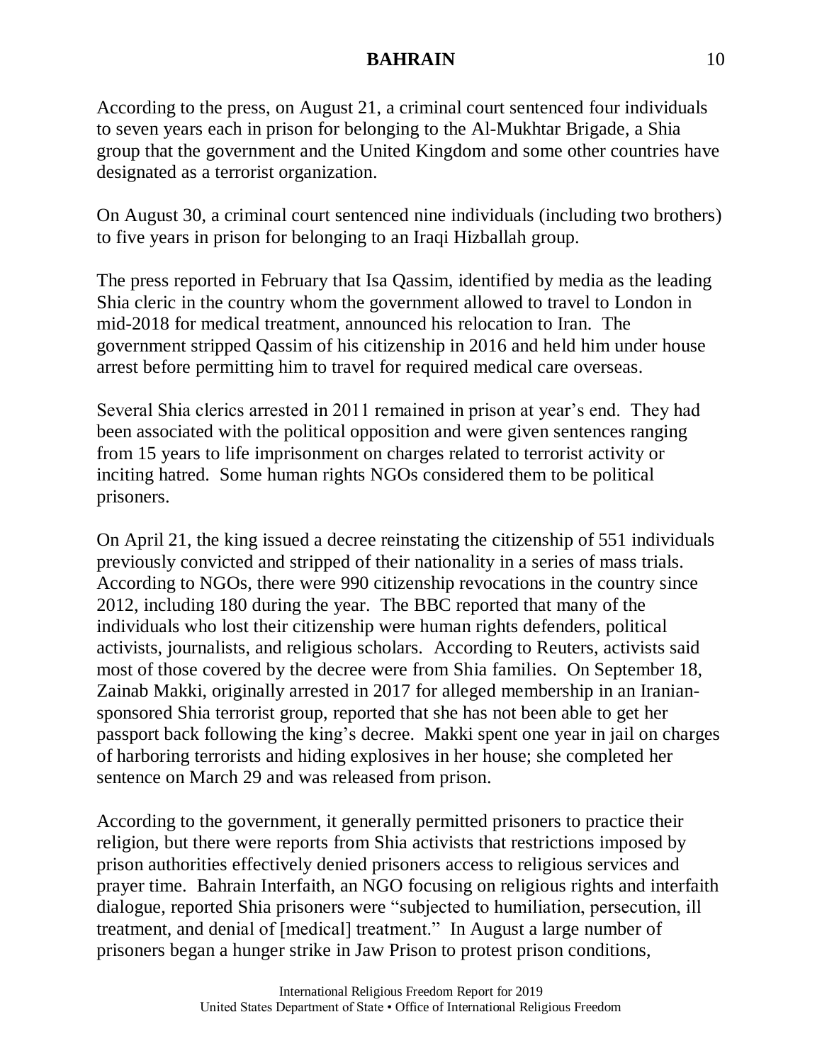According to the press, on August 21, a criminal court sentenced four individuals to seven years each in prison for belonging to the Al-Mukhtar Brigade, a Shia group that the government and the United Kingdom and some other countries have designated as a terrorist organization.

On August 30, a criminal court sentenced nine individuals (including two brothers) to five years in prison for belonging to an Iraqi Hizballah group.

The press reported in February that Isa Qassim, identified by media as the leading Shia cleric in the country whom the government allowed to travel to London in mid-2018 for medical treatment, announced his relocation to Iran. The government stripped Qassim of his citizenship in 2016 and held him under house arrest before permitting him to travel for required medical care overseas.

Several Shia clerics arrested in 2011 remained in prison at year's end. They had been associated with the political opposition and were given sentences ranging from 15 years to life imprisonment on charges related to terrorist activity or inciting hatred. Some human rights NGOs considered them to be political prisoners.

On April 21, the king issued a decree reinstating the citizenship of 551 individuals previously convicted and stripped of their nationality in a series of mass trials. According to NGOs, there were 990 citizenship revocations in the country since 2012, including 180 during the year. The BBC reported that many of the individuals who lost their citizenship were human rights defenders, political activists, journalists, and religious scholars. According to Reuters, activists said most of those covered by the decree were from Shia families. On September 18, Zainab Makki, originally arrested in 2017 for alleged membership in an Iranian-sponsored Shia terrorist group, reported that she has not been able to get her passport back following the king's decree. Makki spent one year in jail on charges of harboring terrorists and hiding explosives in her house; she completed her sentence on March 29 and was released from prison.

According to the government, it generally permitted prisoners to practice their religion, but there were reports from Shia activists that restrictions imposed by prison authorities effectively denied prisoners access to religious services and prayer time. Bahrain Interfaith, an NGO focusing on religious rights and interfaith dialogue, reported Shia prisoners were "subjected to humiliation, persecution, ill treatment, and denial of [medical] treatment." In August a large number of prisoners began a hunger strike in Jaw Prison to protest prison conditions,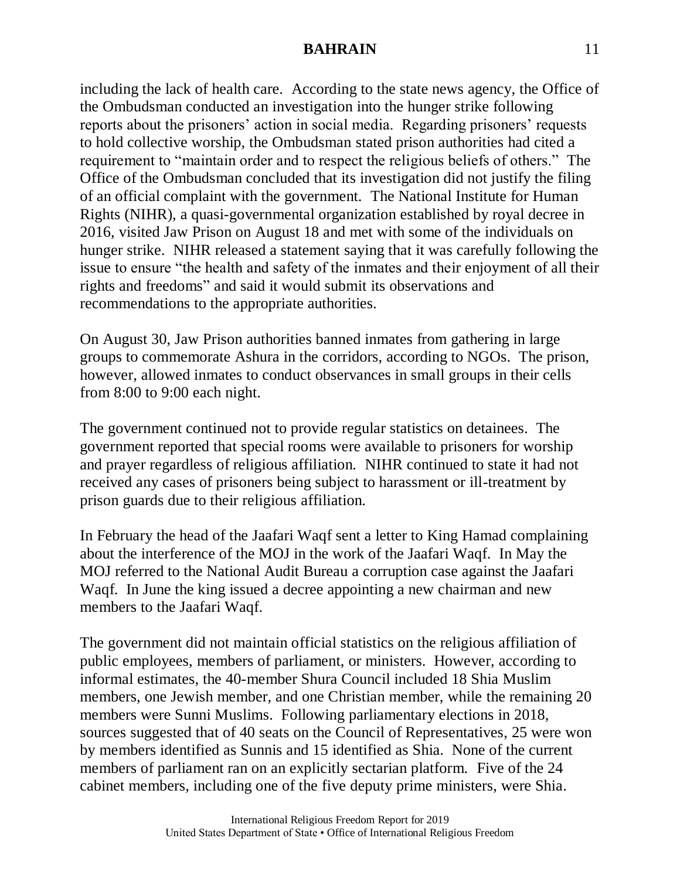including the lack of health care. According to the state news agency, the Office of the Ombudsman conducted an investigation into the hunger strike following reports about the prisoners' action in social media. Regarding prisoners' requests to hold collective worship, the Ombudsman stated prison authorities had cited a requirement to "maintain order and to respect the religious beliefs of others." The Office of the Ombudsman concluded that its investigation did not justify the filing of an official complaint with the government. The National Institute for Human Rights (NIHR), a quasi-governmental organization established by royal decree in 2016, visited Jaw Prison on August 18 and met with some of the individuals on hunger strike. NIHR released a statement saying that it was carefully following the issue to ensure "the health and safety of the inmates and their enjoyment of all their rights and freedoms" and said it would submit its observations and recommendations to the appropriate authorities.

On August 30, Jaw Prison authorities banned inmates from gathering in large groups to commemorate Ashura in the corridors, according to NGOs. The prison, however, allowed inmates to conduct observances in small groups in their cells from 8:00 to 9:00 each night.

The government continued not to provide regular statistics on detainees. The government reported that special rooms were available to prisoners for worship and prayer regardless of religious affiliation. NIHR continued to state it had not received any cases of prisoners being subject to harassment or ill-treatment by prison guards due to their religious affiliation.

In February the head of the Jaafari Waqf sent a letter to King Hamad complaining about the interference of the MOJ in the work of the Jaafari Waqf. In May the MOJ referred to the National Audit Bureau a corruption case against the Jaafari Waqf. In June the king issued a decree appointing a new chairman and new members to the Jaafari Waqf.

The government did not maintain official statistics on the religious affiliation of public employees, members of parliament, or ministers. However, according to informal estimates, the 40-member Shura Council included 18 Shia Muslim members, one Jewish member, and one Christian member, while the remaining 20 members were Sunni Muslims. Following parliamentary elections in 2018, sources suggested that of 40 seats on the Council of Representatives, 25 were won by members identified as Sunnis and 15 identified as Shia. None of the current members of parliament ran on an explicitly sectarian platform. Five of the 24 cabinet members, including one of the five deputy prime ministers, were Shia.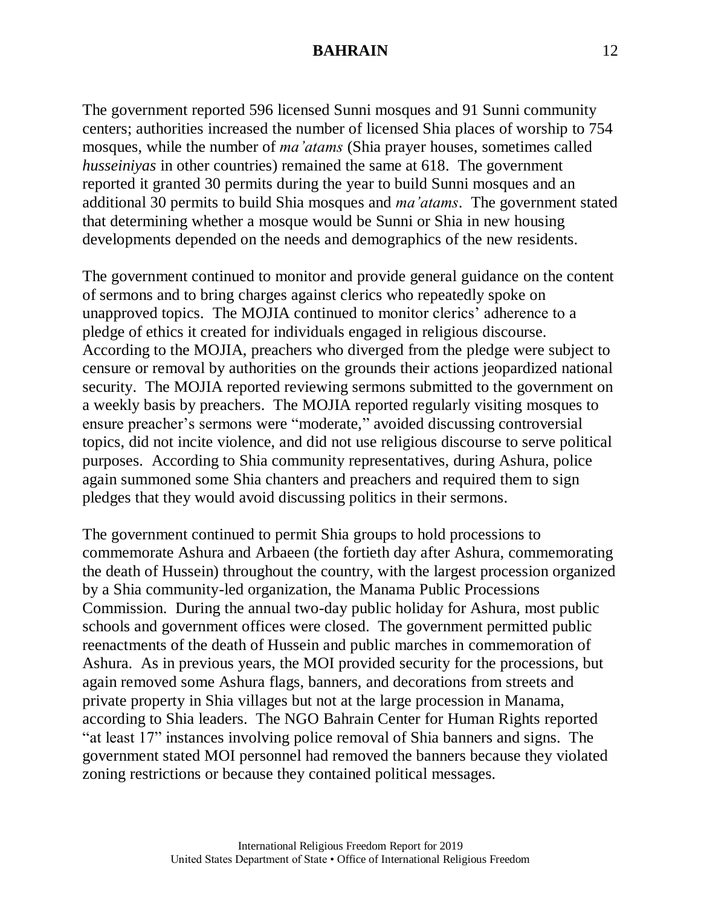The government reported 596 licensed Sunni mosques and 91 Sunni community centers; authorities increased the number of licensed Shia places of worship to 754 mosques, while the number of *ma'atams* (Shia prayer houses, sometimes called *husseiniyas* in other countries) remained the same at 618. The government reported it granted 30 permits during the year to build Sunni mosques and an additional 30 permits to build Shia mosques and *ma'atams*. The government stated that determining whether a mosque would be Sunni or Shia in new housing developments depended on the needs and demographics of the new residents.

The government continued to monitor and provide general guidance on the content of sermons and to bring charges against clerics who repeatedly spoke on unapproved topics. The MOJIA continued to monitor clerics' adherence to a pledge of ethics it created for individuals engaged in religious discourse. According to the MOJIA, preachers who diverged from the pledge were subject to censure or removal by authorities on the grounds their actions jeopardized national security. The MOJIA reported reviewing sermons submitted to the government on a weekly basis by preachers. The MOJIA reported regularly visiting mosques to ensure preacher's sermons were "moderate," avoided discussing controversial topics, did not incite violence, and did not use religious discourse to serve political purposes. According to Shia community representatives, during Ashura, police again summoned some Shia chanters and preachers and required them to sign pledges that they would avoid discussing politics in their sermons.

The government continued to permit Shia groups to hold processions to commemorate Ashura and Arbaeen (the fortieth day after Ashura, commemorating the death of Hussein) throughout the country, with the largest procession organized by a Shia community-led organization, the Manama Public Processions Commission. During the annual two-day public holiday for Ashura, most public schools and government offices were closed. The government permitted public reenactments of the death of Hussein and public marches in commemoration of Ashura. As in previous years, the MOI provided security for the processions, but again removed some Ashura flags, banners, and decorations from streets and private property in Shia villages but not at the large procession in Manama, according to Shia leaders. The NGO Bahrain Center for Human Rights reported "at least 17" instances involving police removal of Shia banners and signs. The government stated MOI personnel had removed the banners because they violated zoning restrictions or because they contained political messages.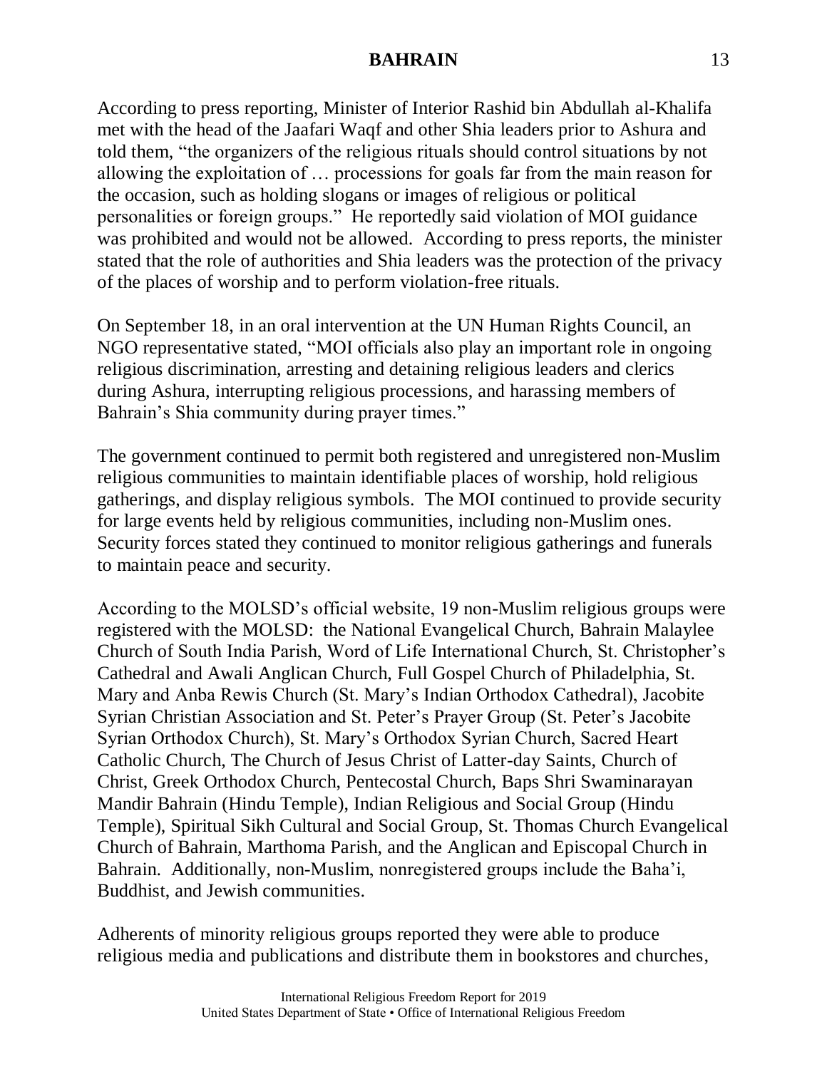According to press reporting, Minister of Interior Rashid bin Abdullah al-Khalifa met with the head of the Jaafari Waqf and other Shia leaders prior to Ashura and told them, "the organizers of the religious rituals should control situations by not allowing the exploitation of … processions for goals far from the main reason for the occasion, such as holding slogans or images of religious or political personalities or foreign groups." He reportedly said violation of MOI guidance was prohibited and would not be allowed. According to press reports, the minister stated that the role of authorities and Shia leaders was the protection of the privacy of the places of worship and to perform violation-free rituals.

On September 18, in an oral intervention at the UN Human Rights Council, an NGO representative stated, "MOI officials also play an important role in ongoing religious discrimination, arresting and detaining religious leaders and clerics during Ashura, interrupting religious processions, and harassing members of Bahrain's Shia community during prayer times."

The government continued to permit both registered and unregistered non-Muslim religious communities to maintain identifiable places of worship, hold religious gatherings, and display religious symbols. The MOI continued to provide security for large events held by religious communities, including non-Muslim ones. Security forces stated they continued to monitor religious gatherings and funerals to maintain peace and security.

According to the MOLSD's official website, 19 non-Muslim religious groups were registered with the MOLSD: the National Evangelical Church, Bahrain Malaylee Church of South India Parish, Word of Life International Church, St. Christopher's Cathedral and Awali Anglican Church, Full Gospel Church of Philadelphia, St. Mary and Anba Rewis Church (St. Mary's Indian Orthodox Cathedral), Jacobite Syrian Christian Association and St. Peter's Prayer Group (St. Peter's Jacobite Syrian Orthodox Church), St. Mary's Orthodox Syrian Church, Sacred Heart Catholic Church, The Church of Jesus Christ of Latter-day Saints, Church of Christ, Greek Orthodox Church, Pentecostal Church, Baps Shri Swaminarayan Mandir Bahrain (Hindu Temple), Indian Religious and Social Group (Hindu Temple), Spiritual Sikh Cultural and Social Group, St. Thomas Church Evangelical Church of Bahrain, Marthoma Parish, and the Anglican and Episcopal Church in Bahrain. Additionally, non-Muslim, nonregistered groups include the Baha'i, Buddhist, and Jewish communities.

Adherents of minority religious groups reported they were able to produce religious media and publications and distribute them in bookstores and churches,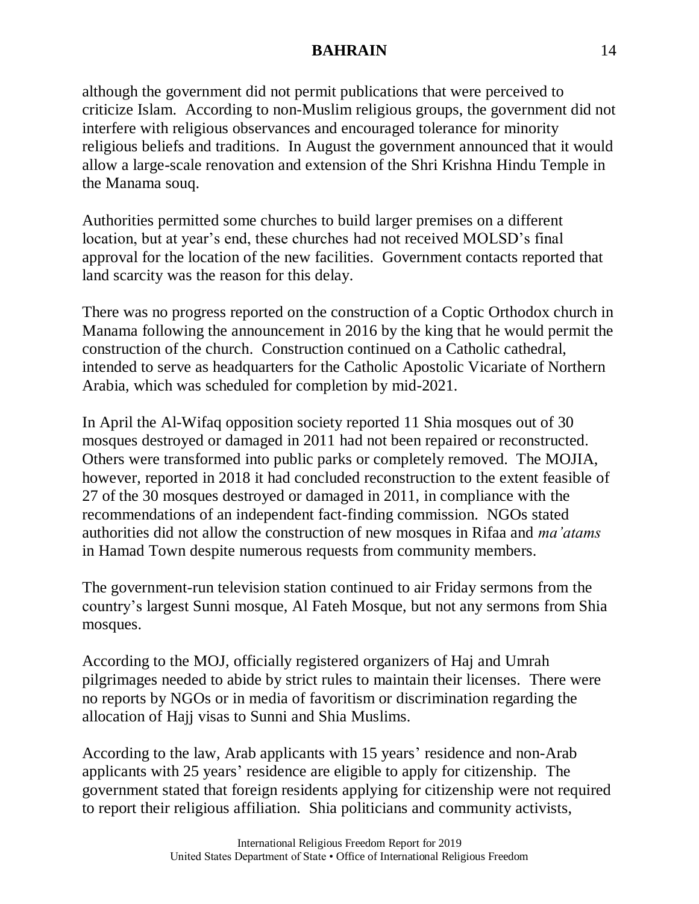although the government did not permit publications that were perceived to criticize Islam. According to non-Muslim religious groups, the government did not interfere with religious observances and encouraged tolerance for minority religious beliefs and traditions. In August the government announced that it would allow a large-scale renovation and extension of the Shri Krishna Hindu Temple in the Manama souq.

Authorities permitted some churches to build larger premises on a different location, but at year's end, these churches had not received MOLSD's final approval for the location of the new facilities. Government contacts reported that land scarcity was the reason for this delay.

There was no progress reported on the construction of a Coptic Orthodox church in Manama following the announcement in 2016 by the king that he would permit the construction of the church. Construction continued on a Catholic cathedral, intended to serve as headquarters for the Catholic Apostolic Vicariate of Northern Arabia, which was scheduled for completion by mid-2021.

In April the Al-Wifaq opposition society reported 11 Shia mosques out of 30 mosques destroyed or damaged in 2011 had not been repaired or reconstructed. Others were transformed into public parks or completely removed. The MOJIA, however, reported in 2018 it had concluded reconstruction to the extent feasible of 27 of the 30 mosques destroyed or damaged in 2011, in compliance with the recommendations of an independent fact-finding commission. NGOs stated authorities did not allow the construction of new mosques in Rifaa and *ma'atams* in Hamad Town despite numerous requests from community members.

The government-run television station continued to air Friday sermons from the country's largest Sunni mosque, Al Fateh Mosque, but not any sermons from Shia mosques.

According to the MOJ, officially registered organizers of Haj and Umrah pilgrimages needed to abide by strict rules to maintain their licenses. There were no reports by NGOs or in media of favoritism or discrimination regarding the allocation of Hajj visas to Sunni and Shia Muslims.

According to the law, Arab applicants with 15 years' residence and non-Arab applicants with 25 years' residence are eligible to apply for citizenship. The government stated that foreign residents applying for citizenship were not required to report their religious affiliation. Shia politicians and community activists,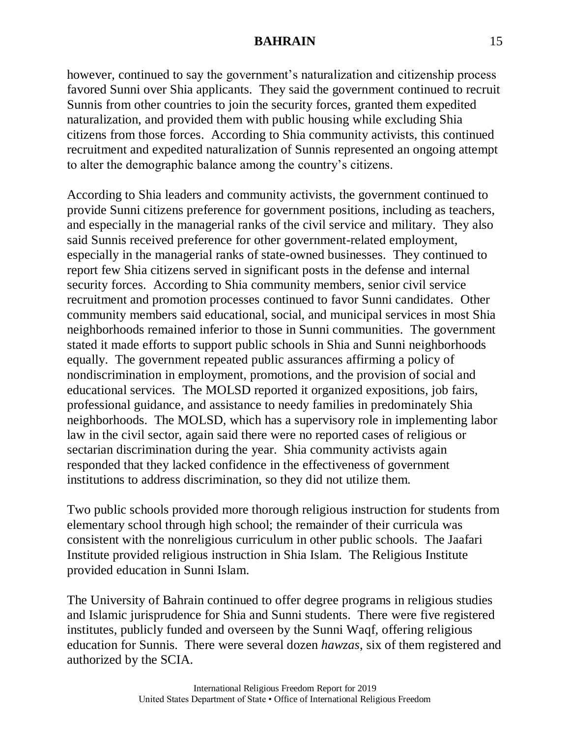however, continued to say the government's naturalization and citizenship process favored Sunni over Shia applicants. They said the government continued to recruit Sunnis from other countries to join the security forces, granted them expedited naturalization, and provided them with public housing while excluding Shia citizens from those forces. According to Shia community activists, this continued recruitment and expedited naturalization of Sunnis represented an ongoing attempt to alter the demographic balance among the country's citizens.

According to Shia leaders and community activists, the government continued to provide Sunni citizens preference for government positions, including as teachers, and especially in the managerial ranks of the civil service and military. They also said Sunnis received preference for other government-related employment, especially in the managerial ranks of state-owned businesses. They continued to report few Shia citizens served in significant posts in the defense and internal security forces. According to Shia community members, senior civil service recruitment and promotion processes continued to favor Sunni candidates. Other community members said educational, social, and municipal services in most Shia neighborhoods remained inferior to those in Sunni communities. The government stated it made efforts to support public schools in Shia and Sunni neighborhoods equally. The government repeated public assurances affirming a policy of nondiscrimination in employment, promotions, and the provision of social and educational services. The MOLSD reported it organized expositions, job fairs, professional guidance, and assistance to needy families in predominately Shia neighborhoods. The MOLSD, which has a supervisory role in implementing labor law in the civil sector, again said there were no reported cases of religious or sectarian discrimination during the year. Shia community activists again responded that they lacked confidence in the effectiveness of government institutions to address discrimination, so they did not utilize them.

Two public schools provided more thorough religious instruction for students from elementary school through high school; the remainder of their curricula was consistent with the nonreligious curriculum in other public schools. The Jaafari Institute provided religious instruction in Shia Islam. The Religious Institute provided education in Sunni Islam.

The University of Bahrain continued to offer degree programs in religious studies and Islamic jurisprudence for Shia and Sunni students. There were five registered institutes, publicly funded and overseen by the Sunni Waqf, offering religious education for Sunnis. There were several dozen *hawzas*, six of them registered and authorized by the SCIA.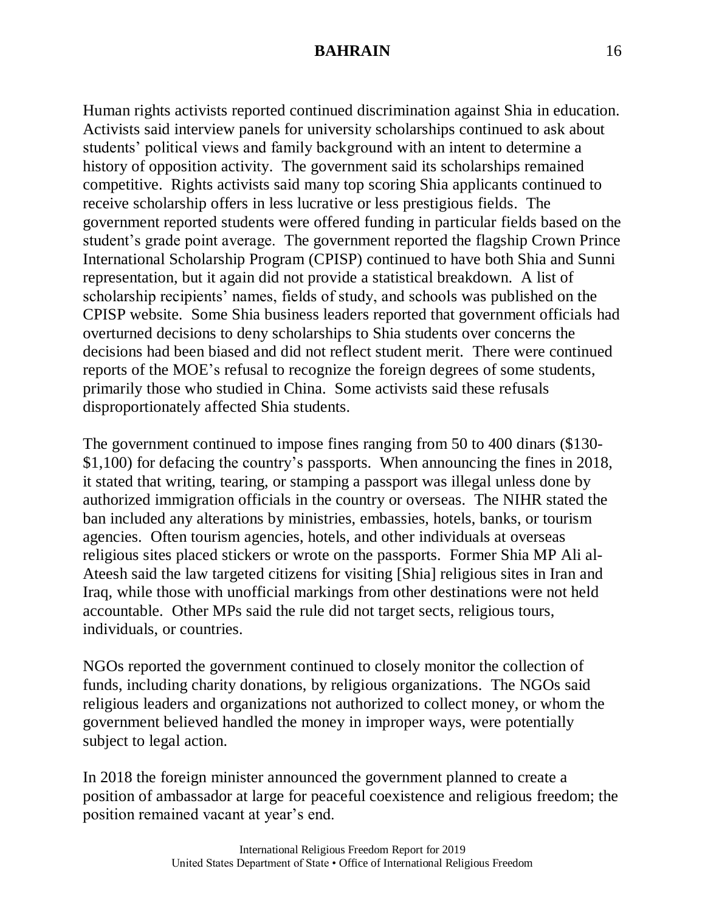Human rights activists reported continued discrimination against Shia in education. Activists said interview panels for university scholarships continued to ask about students' political views and family background with an intent to determine a history of opposition activity. The government said its scholarships remained competitive. Rights activists said many top scoring Shia applicants continued to receive scholarship offers in less lucrative or less prestigious fields. The government reported students were offered funding in particular fields based on the student's grade point average. The government reported the flagship Crown Prince International Scholarship Program (CPISP) continued to have both Shia and Sunni representation, but it again did not provide a statistical breakdown. A list of scholarship recipients' names, fields of study, and schools was published on the CPISP website. Some Shia business leaders reported that government officials had overturned decisions to deny scholarships to Shia students over concerns the decisions had been biased and did not reflect student merit. There were continued reports of the MOE's refusal to recognize the foreign degrees of some students, primarily those who studied in China. Some activists said these refusals disproportionately affected Shia students.

The government continued to impose fines ranging from 50 to 400 dinars ($130-$1,100) for defacing the country's passports. When announcing the fines in 2018, it stated that writing, tearing, or stamping a passport was illegal unless done by authorized immigration officials in the country or overseas. The NIHR stated the ban included any alterations by ministries, embassies, hotels, banks, or tourism agencies. Often tourism agencies, hotels, and other individuals at overseas religious sites placed stickers or wrote on the passports. Former Shia MP Ali al-Ateesh said the law targeted citizens for visiting [Shia] religious sites in Iran and Iraq, while those with unofficial markings from other destinations were not held accountable. Other MPs said the rule did not target sects, religious tours, individuals, or countries.

NGOs reported the government continued to closely monitor the collection of funds, including charity donations, by religious organizations. The NGOs said religious leaders and organizations not authorized to collect money, or whom the government believed handled the money in improper ways, were potentially subject to legal action.

In 2018 the foreign minister announced the government planned to create a position of ambassador at large for peaceful coexistence and religious freedom; the position remained vacant at year's end.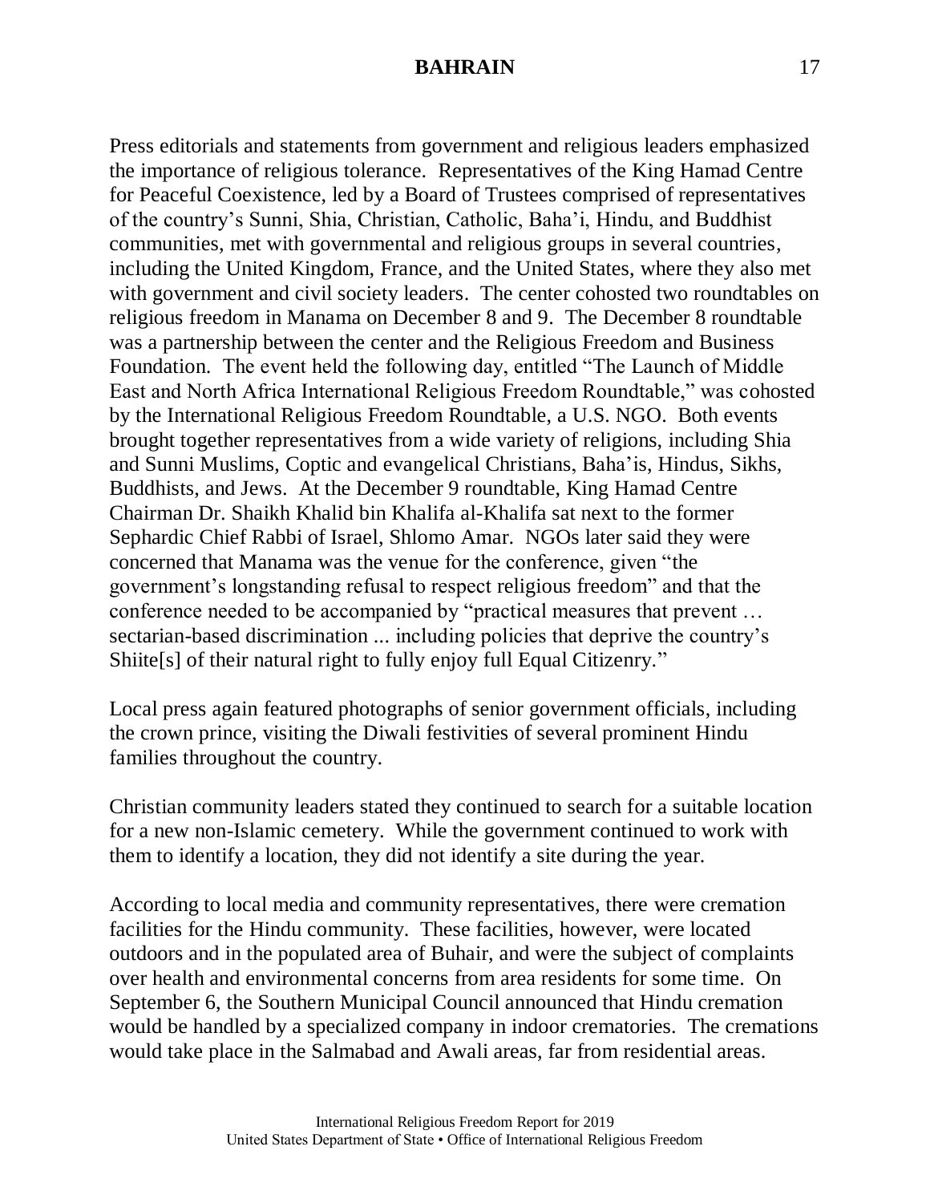Press editorials and statements from government and religious leaders emphasized the importance of religious tolerance. Representatives of the King Hamad Centre for Peaceful Coexistence, led by a Board of Trustees comprised of representatives of the country's Sunni, Shia, Christian, Catholic, Baha'i, Hindu, and Buddhist communities, met with governmental and religious groups in several countries, including the United Kingdom, France, and the United States, where they also met with government and civil society leaders. The center cohosted two roundtables on religious freedom in Manama on December 8 and 9. The December 8 roundtable was a partnership between the center and the Religious Freedom and Business Foundation. The event held the following day, entitled "The Launch of Middle East and North Africa International Religious Freedom Roundtable," was cohosted by the International Religious Freedom Roundtable, a U.S. NGO. Both events brought together representatives from a wide variety of religions, including Shia and Sunni Muslims, Coptic and evangelical Christians, Baha'is, Hindus, Sikhs, Buddhists, and Jews. At the December 9 roundtable, King Hamad Centre Chairman Dr. Shaikh Khalid bin Khalifa al-Khalifa sat next to the former Sephardic Chief Rabbi of Israel, Shlomo Amar. NGOs later said they were concerned that Manama was the venue for the conference, given "the government's longstanding refusal to respect religious freedom" and that the conference needed to be accompanied by "practical measures that prevent … sectarian-based discrimination ... including policies that deprive the country's Shiite[s] of their natural right to fully enjoy full Equal Citizenry."

Local press again featured photographs of senior government officials, including the crown prince, visiting the Diwali festivities of several prominent Hindu families throughout the country.

Christian community leaders stated they continued to search for a suitable location for a new non-Islamic cemetery. While the government continued to work with them to identify a location, they did not identify a site during the year.

According to local media and community representatives, there were cremation facilities for the Hindu community. These facilities, however, were located outdoors and in the populated area of Buhair, and were the subject of complaints over health and environmental concerns from area residents for some time. On September 6, the Southern Municipal Council announced that Hindu cremation would be handled by a specialized company in indoor crematories. The cremations would take place in the Salmabad and Awali areas, far from residential areas.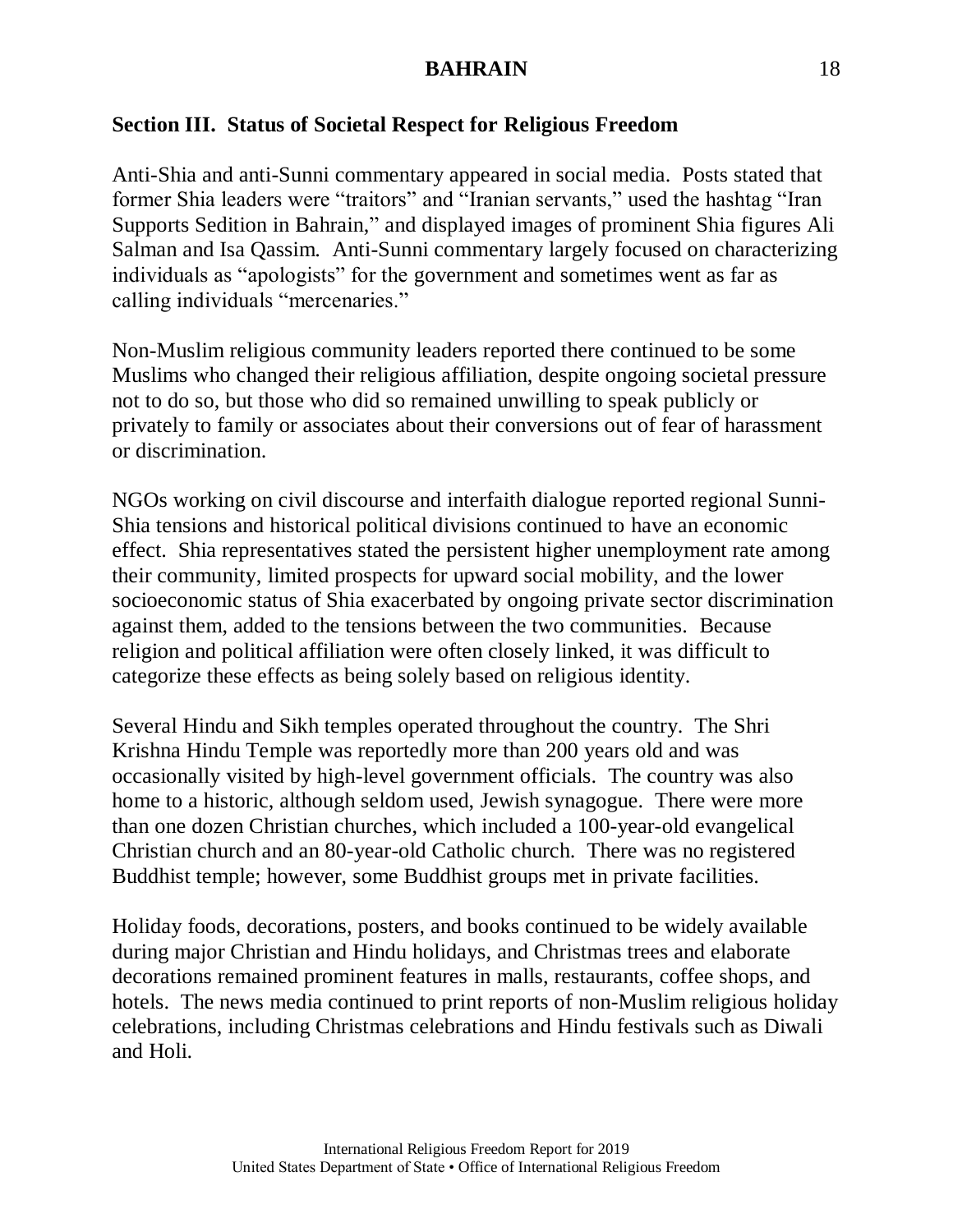## Section III. Status of Societal Respect for Religious Freedom

Anti-Shia and anti-Sunni commentary appeared in social media. Posts stated that former Shia leaders were "traitors" and "Iranian servants," used the hashtag "Iran Supports Sedition in Bahrain," and displayed images of prominent Shia figures Ali Salman and Isa Qassim. Anti-Sunni commentary largely focused on characterizing individuals as "apologists" for the government and sometimes went as far as calling individuals "mercenaries."

Non-Muslim religious community leaders reported there continued to be some Muslims who changed their religious affiliation, despite ongoing societal pressure not to do so, but those who did so remained unwilling to speak publicly or privately to family or associates about their conversions out of fear of harassment or discrimination.

NGOs working on civil discourse and interfaith dialogue reported regional Sunni-Shia tensions and historical political divisions continued to have an economic effect. Shia representatives stated the persistent higher unemployment rate among their community, limited prospects for upward social mobility, and the lower socioeconomic status of Shia exacerbated by ongoing private sector discrimination against them, added to the tensions between the two communities. Because religion and political affiliation were often closely linked, it was difficult to categorize these effects as being solely based on religious identity.

Several Hindu and Sikh temples operated throughout the country. The Shri Krishna Hindu Temple was reportedly more than 200 years old and was occasionally visited by high-level government officials. The country was also home to a historic, although seldom used, Jewish synagogue. There were more than one dozen Christian churches, which included a 100-year-old evangelical Christian church and an 80-year-old Catholic church. There was no registered Buddhist temple; however, some Buddhist groups met in private facilities.

Holiday foods, decorations, posters, and books continued to be widely available during major Christian and Hindu holidays, and Christmas trees and elaborate decorations remained prominent features in malls, restaurants, coffee shops, and hotels. The news media continued to print reports of non-Muslim religious holiday celebrations, including Christmas celebrations and Hindu festivals such as Diwali and Holi.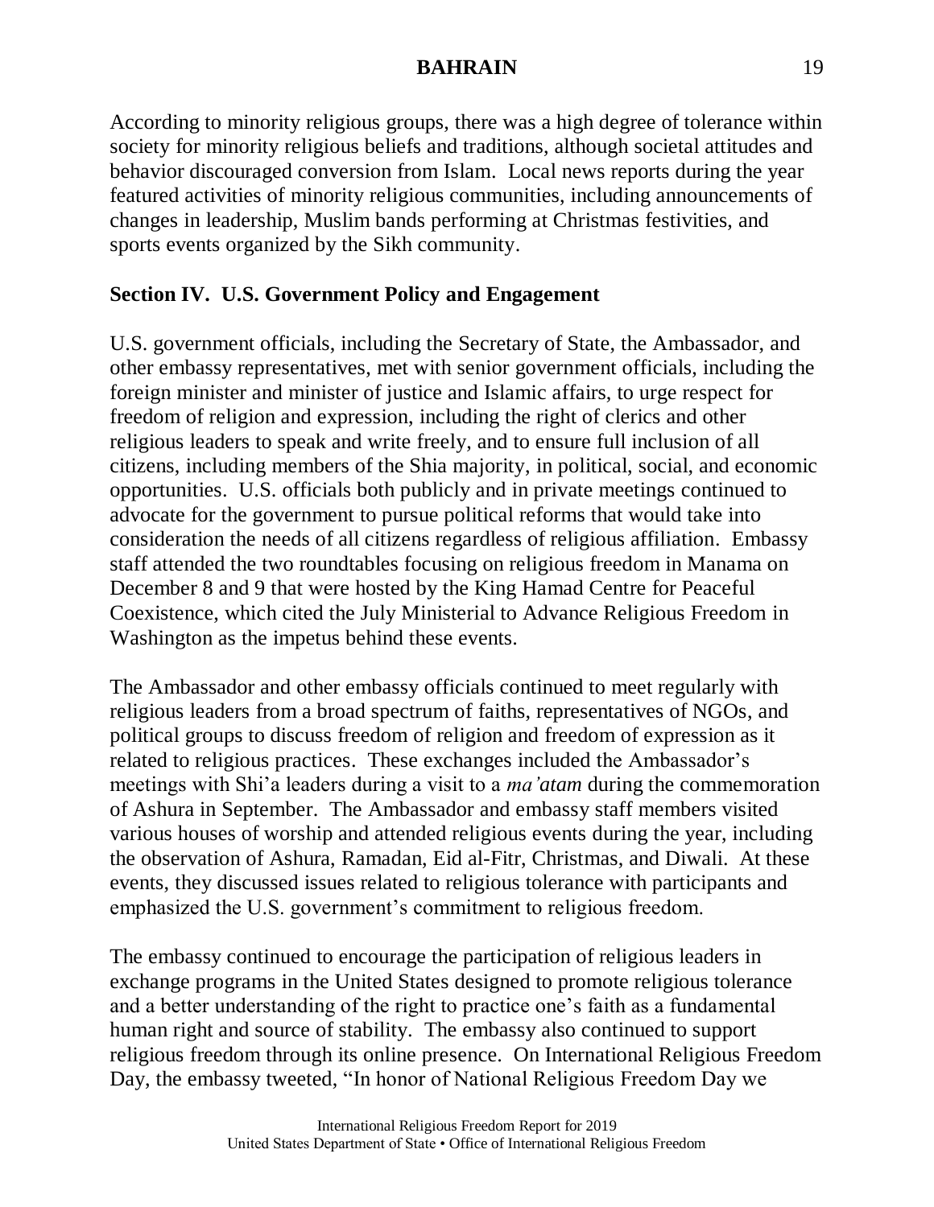According to minority religious groups, there was a high degree of tolerance within society for minority religious beliefs and traditions, although societal attitudes and behavior discouraged conversion from Islam. Local news reports during the year featured activities of minority religious communities, including announcements of changes in leadership, Muslim bands performing at Christmas festivities, and sports events organized by the Sikh community.

## Section IV. U.S. Government Policy and Engagement

U.S. government officials, including the Secretary of State, the Ambassador, and other embassy representatives, met with senior government officials, including the foreign minister and minister of justice and Islamic affairs, to urge respect for freedom of religion and expression, including the right of clerics and other religious leaders to speak and write freely, and to ensure full inclusion of all citizens, including members of the Shia majority, in political, social, and economic opportunities. U.S. officials both publicly and in private meetings continued to advocate for the government to pursue political reforms that would take into consideration the needs of all citizens regardless of religious affiliation. Embassy staff attended the two roundtables focusing on religious freedom in Manama on December 8 and 9 that were hosted by the King Hamad Centre for Peaceful Coexistence, which cited the July Ministerial to Advance Religious Freedom in Washington as the impetus behind these events.

The Ambassador and other embassy officials continued to meet regularly with religious leaders from a broad spectrum of faiths, representatives of NGOs, and political groups to discuss freedom of religion and freedom of expression as it related to religious practices. These exchanges included the Ambassador's meetings with Shi'a leaders during a visit to a *ma'atam* during the commemoration of Ashura in September. The Ambassador and embassy staff members visited various houses of worship and attended religious events during the year, including the observation of Ashura, Ramadan, Eid al-Fitr, Christmas, and Diwali. At these events, they discussed issues related to religious tolerance with participants and emphasized the U.S. government's commitment to religious freedom.

The embassy continued to encourage the participation of religious leaders in exchange programs in the United States designed to promote religious tolerance and a better understanding of the right to practice one's faith as a fundamental human right and source of stability. The embassy also continued to support religious freedom through its online presence. On International Religious Freedom Day, the embassy tweeted, "In honor of National Religious Freedom Day we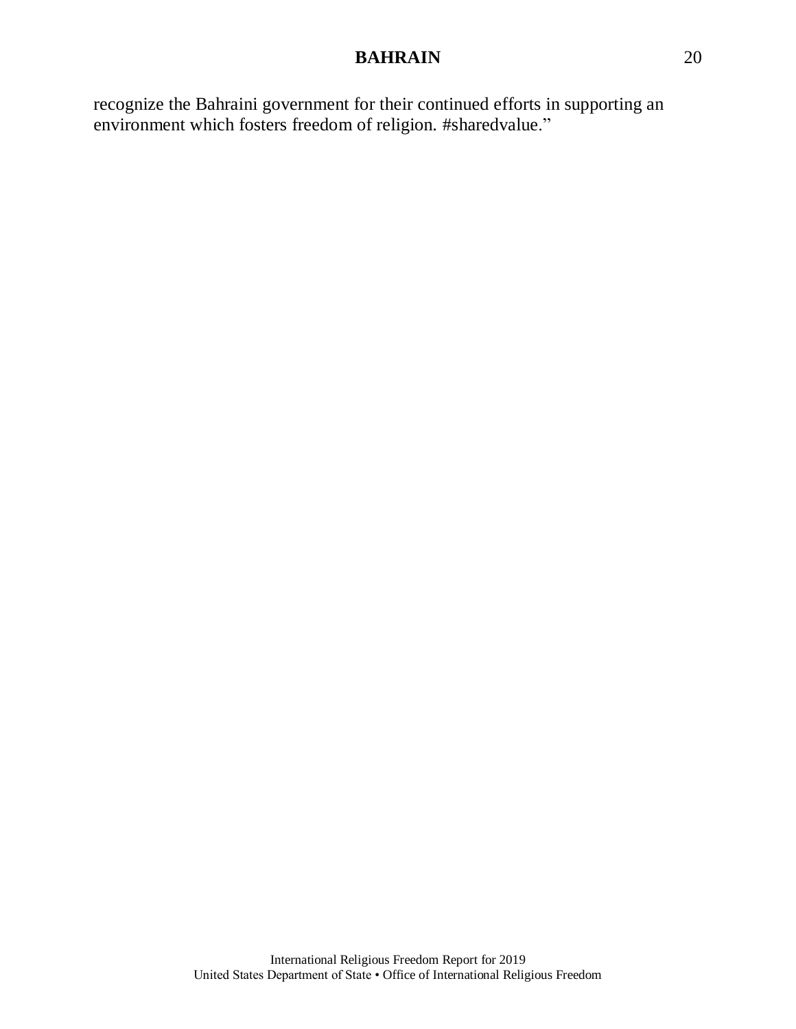recognize the Bahraini government for their continued efforts in supporting an environment which fosters freedom of religion. #sharedvalue."